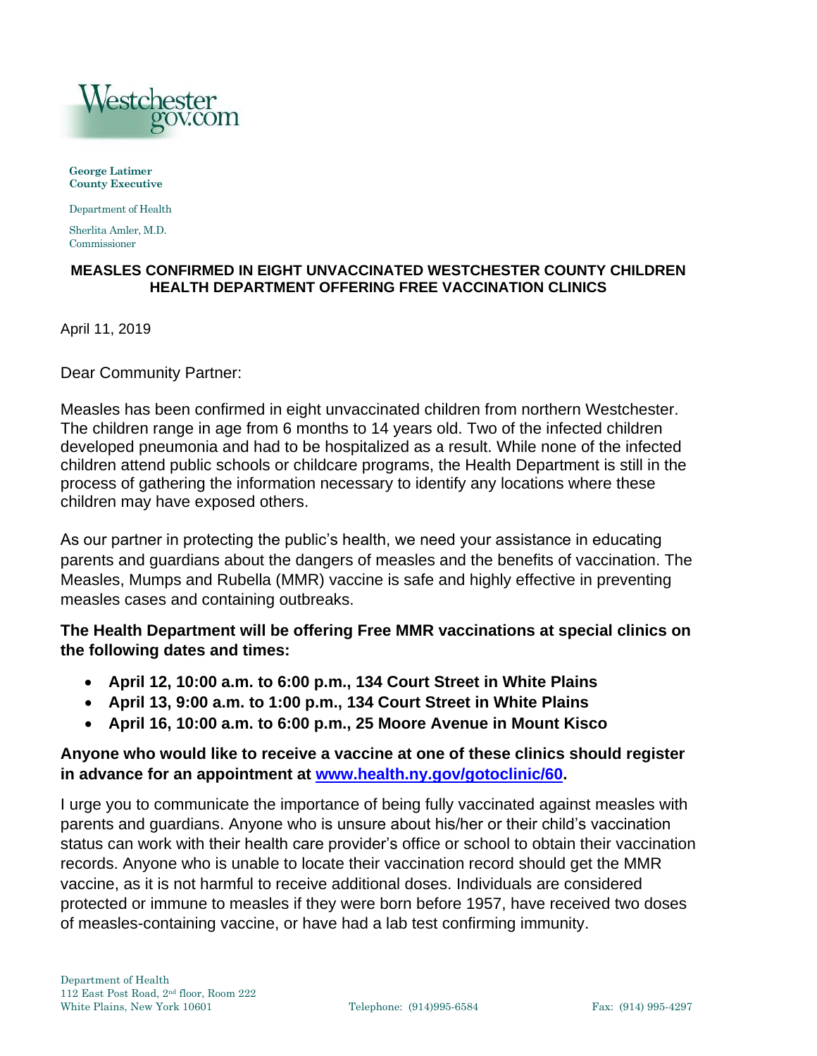Westchester gov.com

**George Latimer**
**County Executive**

Department of Health

Sherlita Amler, M.D.
Commissioner

**MEASLES CONFIRMED IN EIGHT UNVACCINATED WESTCHESTER COUNTY CHILDREN**
**HEALTH DEPARTMENT OFFERING FREE VACCINATION CLINICS**

April 11, 2019

Dear Community Partner:

Measles has been confirmed in eight unvaccinated children from northern Westchester. The children range in age from 6 months to 14 years old. Two of the infected children developed pneumonia and had to be hospitalized as a result. While none of the infected children attend public schools or childcare programs, the Health Department is still in the process of gathering the information necessary to identify any locations where these children may have exposed others.

As our partner in protecting the public's health, we need your assistance in educating parents and guardians about the dangers of measles and the benefits of vaccination. The Measles, Mumps and Rubella (MMR) vaccine is safe and highly effective in preventing measles cases and containing outbreaks.

**The Health Department will be offering Free MMR vaccinations at special clinics on the following dates and times:**

- **April 12, 10:00 a.m. to 6:00 p.m., 134 Court Street in White Plains**
- **April 13, 9:00 a.m. to 1:00 p.m., 134 Court Street in White Plains**
- **April 16, 10:00 a.m. to 6:00 p.m., 25 Moore Avenue in Mount Kisco**

**Anyone who would like to receive a vaccine at one of these clinics should register in advance for an appointment at [www.health.ny.gov/gotoclinic/60](http://www.health.ny.gov/gotoclinic/60).**

I urge you to communicate the importance of being fully vaccinated against measles with parents and guardians. Anyone who is unsure about his/her or their child's vaccination status can work with their health care provider's office or school to obtain their vaccination records. Anyone who is unable to locate their vaccination record should get the MMR vaccine, as it is not harmful to receive additional doses. Individuals are considered protected or immune to measles if they were born before 1957, have received two doses of measles-containing vaccine, or have had a lab test confirming immunity.

Department of Health
112 East Post Road, 2nd floor, Room 222
White Plains, New York 10601

Telephone: (914)995-6584

Fax: (914) 995-4297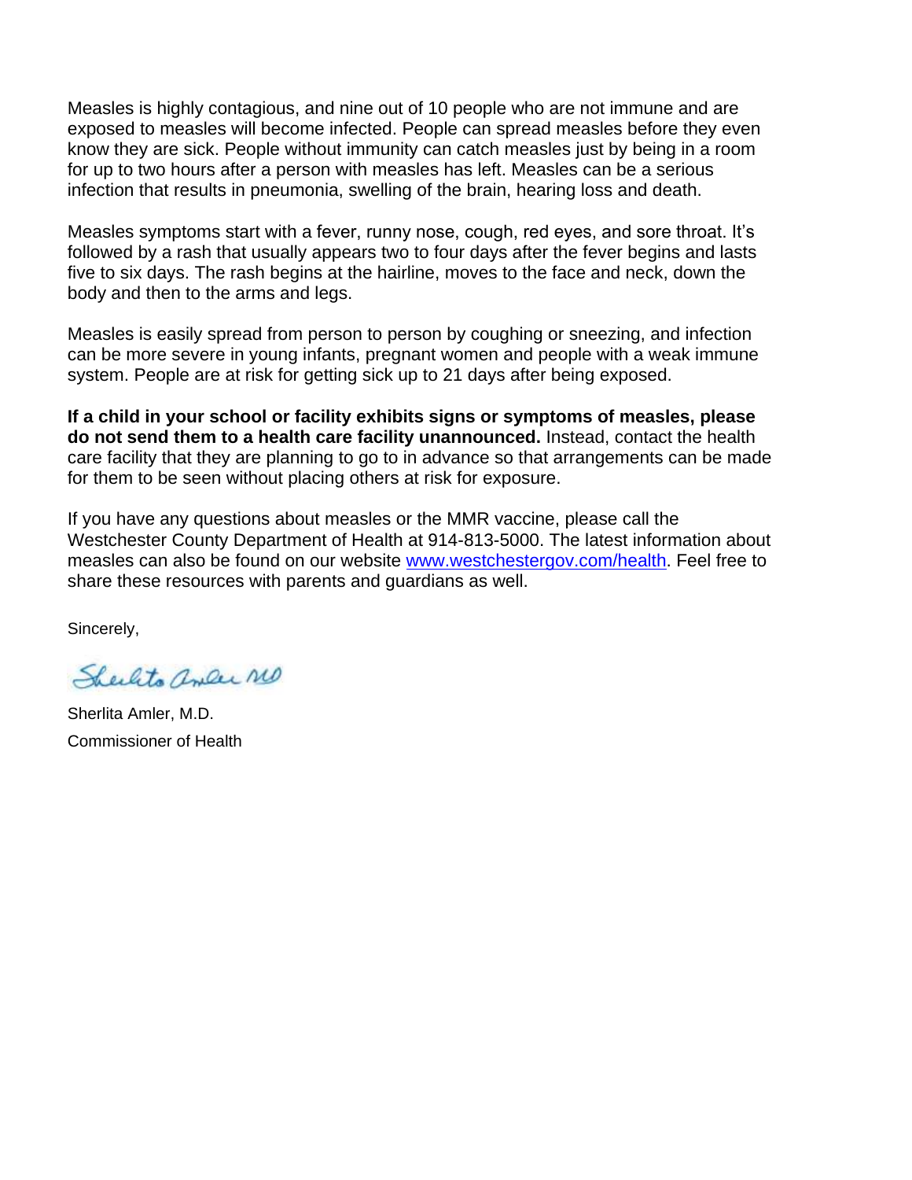Measles is highly contagious, and nine out of 10 people who are not immune and are exposed to measles will become infected. People can spread measles before they even know they are sick. People without immunity can catch measles just by being in a room for up to two hours after a person with measles has left. Measles can be a serious infection that results in pneumonia, swelling of the brain, hearing loss and death.

Measles symptoms start with a fever, runny nose, cough, red eyes, and sore throat. It's followed by a rash that usually appears two to four days after the fever begins and lasts five to six days. The rash begins at the hairline, moves to the face and neck, down the body and then to the arms and legs.

Measles is easily spread from person to person by coughing or sneezing, and infection can be more severe in young infants, pregnant women and people with a weak immune system. People are at risk for getting sick up to 21 days after being exposed.

**If a child in your school or facility exhibits signs or symptoms of measles, please do not send them to a health care facility unannounced.** Instead, contact the health care facility that they are planning to go to in advance so that arrangements can be made for them to be seen without placing others at risk for exposure.

If you have any questions about measles or the MMR vaccine, please call the Westchester County Department of Health at 914-813-5000. The latest information about measles can also be found on our website [www.westchestergov.com/health](http://www.westchestergov.com/health). Feel free to share these resources with parents and guardians as well.

Sincerely,

Sherlita Amler MD

Sherlita Amler, M.D.

Commissioner of Health